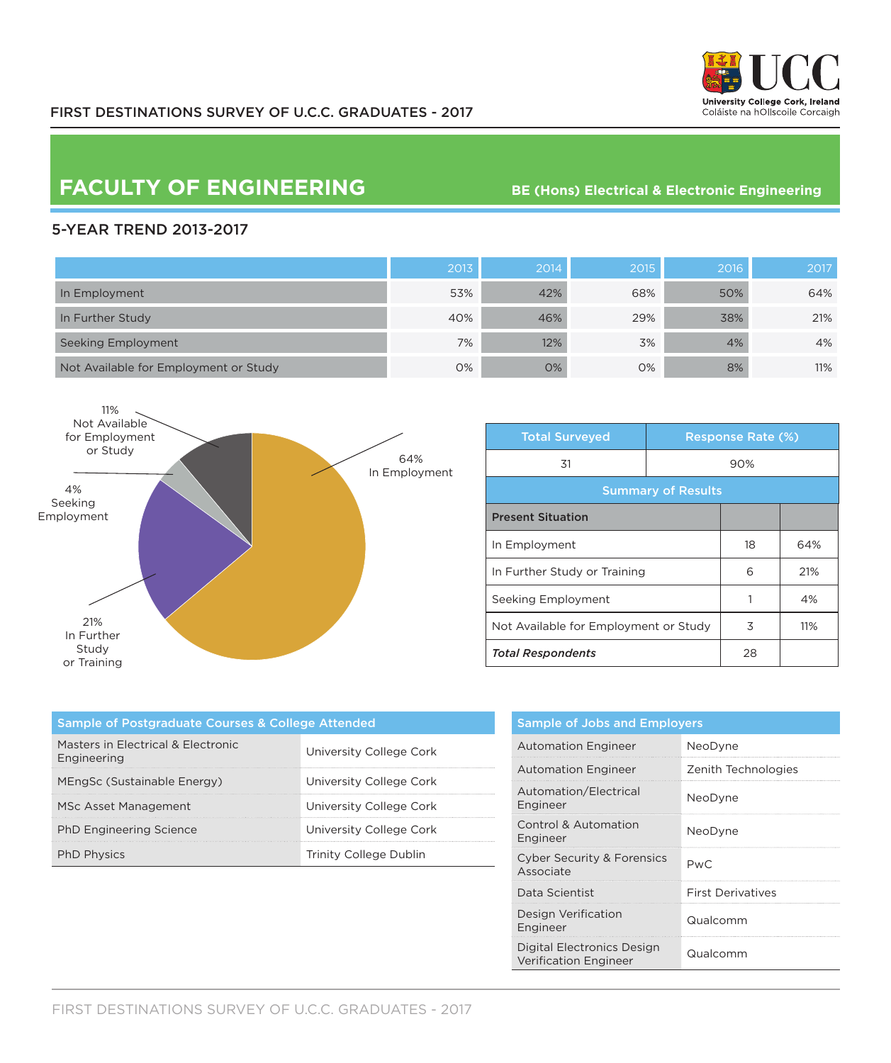FIRST DESTINATIONS SURVEY OF U.C.C. GRADUATES - 2017

# FACULTY OF ENGINEERING

## BE (Hons) Electrical & Electronic Engineering

### 5-YEAR TREND 2013-2017

| | 2013 | 2014 | 2015 | 2016 | 2017 |
|---|---|---|---|---|---|
| In Employment | 53% | 42% | 68% | 50% | 64% |
| In Further Study | 40% | 46% | 29% | 38% | 21% |
| Seeking Employment | 7% | 12% | 3% | 4% | 4% |
| Not Available for Employment or Study | 0% | 0% | 0% | 8% | 11% |

11% Not Available for Employment or Study

64% In Employment

4% Seeking Employment

21% In Further Study or Training

| Total Surveyed | Response Rate (%) |
|---|---|
| 31 | 90% |

**Summary of Results**

| Present Situation | | |
|---|---|---|
| In Employment | 18 | 64% |
| In Further Study or Training | 6 | 21% |
| Seeking Employment | 1 | 4% |
| Not Available for Employment or Study | 3 | 11% |
| ***Total Respondents*** | 28 | |

### Sample of Postgraduate Courses & College Attended

| Course | College |
|---|---|
| Masters in Electrical & Electronic Engineering | University College Cork |
| MEngSc (Sustainable Energy) | University College Cork |
| MSc Asset Management | University College Cork |
| PhD Engineering Science | University College Cork |
| PhD Physics | Trinity College Dublin |

### Sample of Jobs and Employers

| Job | Employer |
|---|---|
| Automation Engineer | NeoDyne |
| Automation Engineer | Zenith Technologies |
| Automation/Electrical Engineer | NeoDyne |
| Control & Automation Engineer | NeoDyne |
| Cyber Security & Forensics Associate | PwC |
| Data Scientist | First Derivatives |
| Design Verification Engineer | Qualcomm |
| Digital Electronics Design Verification Engineer | Qualcomm |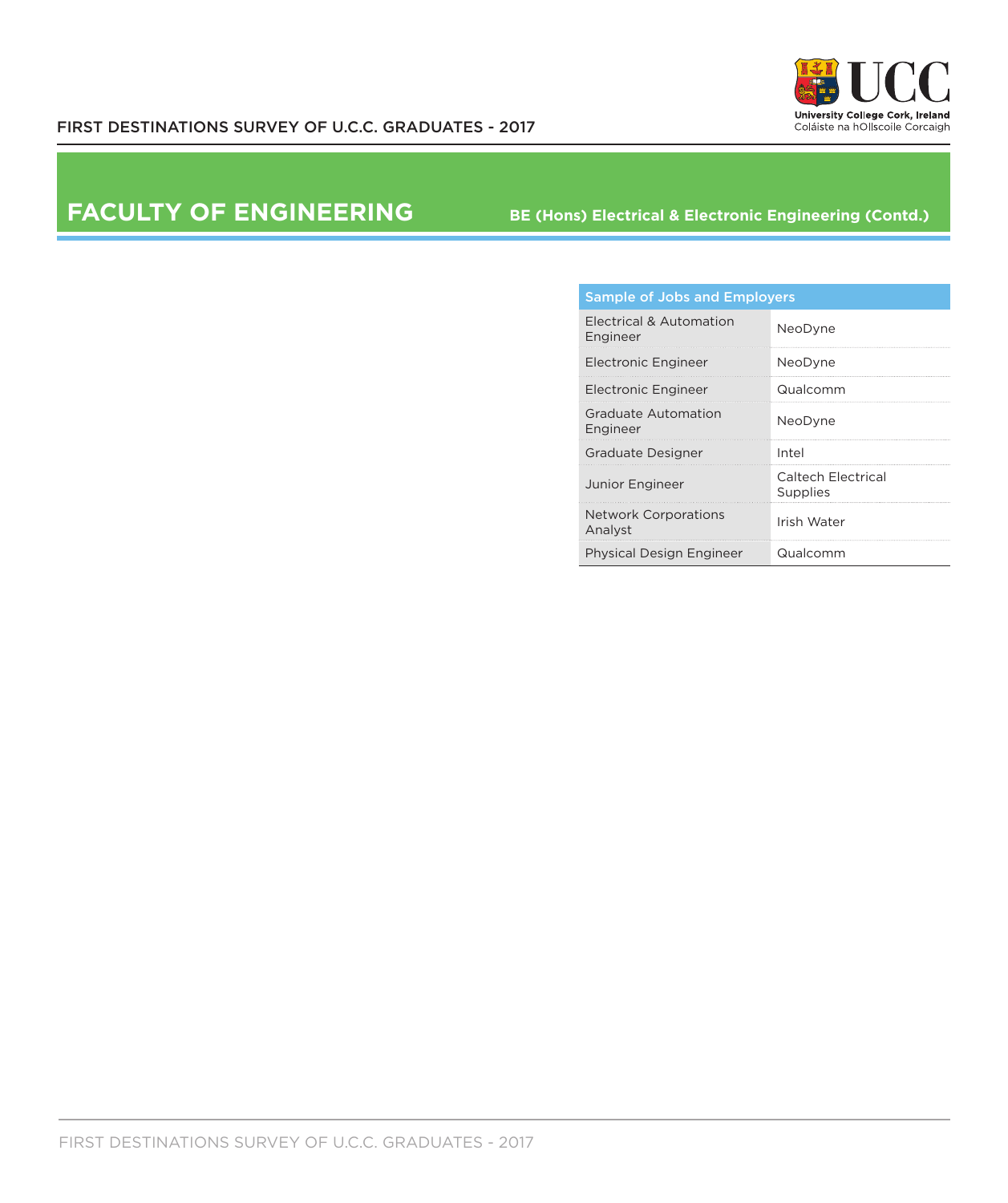# FACULTY OF ENGINEERING

## BE (Hons) Electrical & Electronic Engineering (Contd.)

| Sample of Jobs and Employers | |
|---|---|
| Electrical & Automation Engineer | NeoDyne |
| Electronic Engineer | NeoDyne |
| Electronic Engineer | Qualcomm |
| Graduate Automation Engineer | NeoDyne |
| Graduate Designer | Intel |
| Junior Engineer | Caltech Electrical Supplies |
| Network Corporations Analyst | Irish Water |
| Physical Design Engineer | Qualcomm |